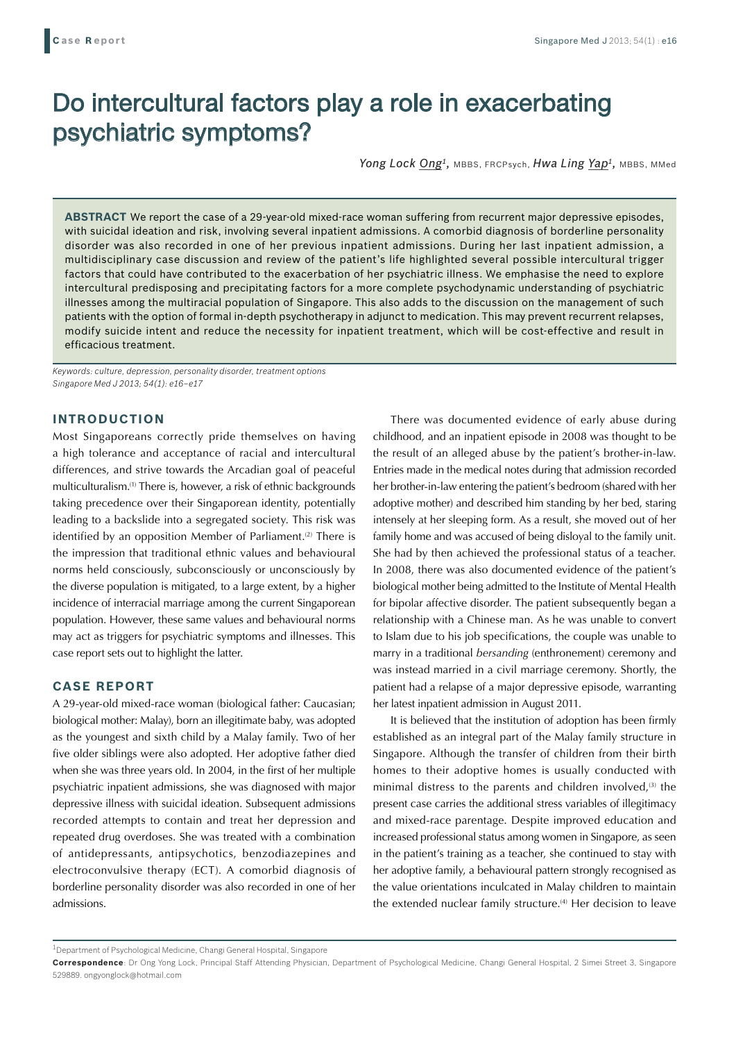Case Report

# Do intercultural factors play a role in exacerbating psychiatric symptoms?

*Yong Lock Ong*[1], MBBS, FRCPsych, *Hwa Ling Yap*[1], MBBS, MMed

**ABSTRACT** We report the case of a 29-year-old mixed-race woman suffering from recurrent major depressive episodes, with suicidal ideation and risk, involving several inpatient admissions. A comorbid diagnosis of borderline personality disorder was also recorded in one of her previous inpatient admissions. During her last inpatient admission, a multidisciplinary case discussion and review of the patient's life highlighted several possible intercultural trigger factors that could have contributed to the exacerbation of her psychiatric illness. We emphasise the need to explore intercultural predisposing and precipitating factors for a more complete psychodynamic understanding of psychiatric illnesses among the multiracial population of Singapore. This also adds to the discussion on the management of such patients with the option of formal in-depth psychotherapy in adjunct to medication. This may prevent recurrent relapses, modify suicide intent and reduce the necessity for inpatient treatment, which will be cost-effective and result in efficacious treatment.

*Keywords: culture, depression, personality disorder, treatment options*
*Singapore Med J 2013; 54(1): e16–e17*

## INTRODUCTION

Most Singaporeans correctly pride themselves on having a high tolerance and acceptance of racial and intercultural differences, and strive towards the Arcadian goal of peaceful multiculturalism.[1] There is, however, a risk of ethnic backgrounds taking precedence over their Singaporean identity, potentially leading to a backslide into a segregated society. This risk was identified by an opposition Member of Parliament.[2] There is the impression that traditional ethnic values and behavioural norms held consciously, subconsciously or unconsciously by the diverse population is mitigated, to a large extent, by a higher incidence of interracial marriage among the current Singaporean population. However, these same values and behavioural norms may act as triggers for psychiatric symptoms and illnesses. This case report sets out to highlight the latter.

## CASE REPORT

A 29-year-old mixed-race woman (biological father: Caucasian; biological mother: Malay), born an illegitimate baby, was adopted as the youngest and sixth child by a Malay family. Two of her five older siblings were also adopted. Her adoptive father died when she was three years old. In 2004, in the first of her multiple psychiatric inpatient admissions, she was diagnosed with major depressive illness with suicidal ideation. Subsequent admissions recorded attempts to contain and treat her depression and repeated drug overdoses. She was treated with a combination of antidepressants, antipsychotics, benzodiazepines and electroconvulsive therapy (ECT). A comorbid diagnosis of borderline personality disorder was also recorded in one of her admissions.

There was documented evidence of early abuse during childhood, and an inpatient episode in 2008 was thought to be the result of an alleged abuse by the patient's brother-in-law. Entries made in the medical notes during that admission recorded her brother-in-law entering the patient's bedroom (shared with her adoptive mother) and described him standing by her bed, staring intensely at her sleeping form. As a result, she moved out of her family home and was accused of being disloyal to the family unit. She had by then achieved the professional status of a teacher. In 2008, there was also documented evidence of the patient's biological mother being admitted to the Institute of Mental Health for bipolar affective disorder. The patient subsequently began a relationship with a Chinese man. As he was unable to convert to Islam due to his job specifications, the couple was unable to marry in a traditional *bersanding* (enthronement) ceremony and was instead married in a civil marriage ceremony. Shortly, the patient had a relapse of a major depressive episode, warranting her latest inpatient admission in August 2011.

It is believed that the institution of adoption has been firmly established as an integral part of the Malay family structure in Singapore. Although the transfer of children from their birth homes to their adoptive homes is usually conducted with minimal distress to the parents and children involved,[3] the present case carries the additional stress variables of illegitimacy and mixed-race parentage. Despite improved education and increased professional status among women in Singapore, as seen in the patient's training as a teacher, she continued to stay with her adoptive family, a behavioural pattern strongly recognised as the value orientations inculcated in Malay children to maintain the extended nuclear family structure.[4] Her decision to leave

[1]Department of Psychological Medicine, Changi General Hospital, Singapore

**Correspondence**: Dr Ong Yong Lock, Principal Staff Attending Physician, Department of Psychological Medicine, Changi General Hospital, 2 Simei Street 3, Singapore 529889. ongyonglock@hotmail.com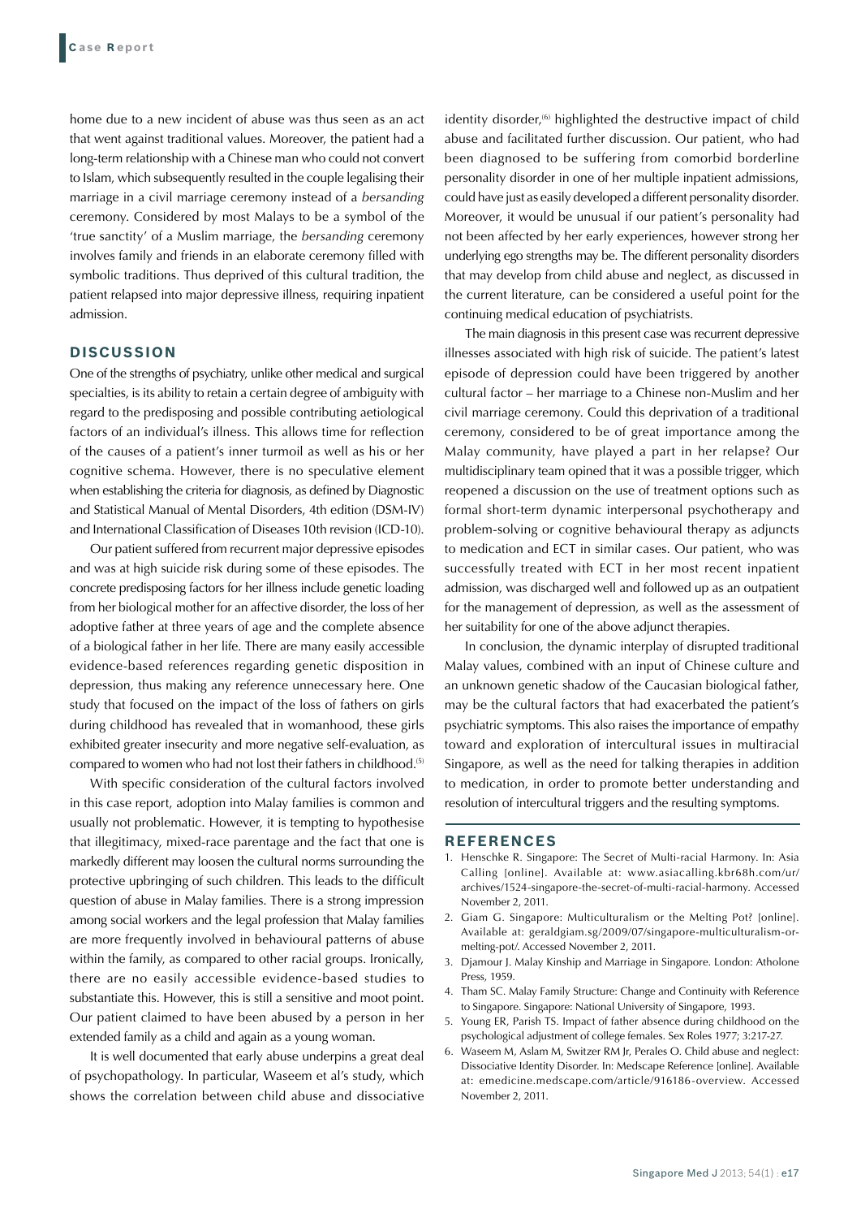home due to a new incident of abuse was thus seen as an act that went against traditional values. Moreover, the patient had a long-term relationship with a Chinese man who could not convert to Islam, which subsequently resulted in the couple legalising their marriage in a civil marriage ceremony instead of a *bersanding* ceremony. Considered by most Malays to be a symbol of the 'true sanctity' of a Muslim marriage, the *bersanding* ceremony involves family and friends in an elaborate ceremony filled with symbolic traditions. Thus deprived of this cultural tradition, the patient relapsed into major depressive illness, requiring inpatient admission.

## DISCUSSION

One of the strengths of psychiatry, unlike other medical and surgical specialties, is its ability to retain a certain degree of ambiguity with regard to the predisposing and possible contributing aetiological factors of an individual's illness. This allows time for reflection of the causes of a patient's inner turmoil as well as his or her cognitive schema. However, there is no speculative element when establishing the criteria for diagnosis, as defined by Diagnostic and Statistical Manual of Mental Disorders, 4th edition (DSM-IV) and International Classification of Diseases 10th revision (ICD-10).

Our patient suffered from recurrent major depressive episodes and was at high suicide risk during some of these episodes. The concrete predisposing factors for her illness include genetic loading from her biological mother for an affective disorder, the loss of her adoptive father at three years of age and the complete absence of a biological father in her life. There are many easily accessible evidence-based references regarding genetic disposition in depression, thus making any reference unnecessary here. One study that focused on the impact of the loss of fathers on girls during childhood has revealed that in womanhood, these girls exhibited greater insecurity and more negative self-evaluation, as compared to women who had not lost their fathers in childhood.[5]

With specific consideration of the cultural factors involved in this case report, adoption into Malay families is common and usually not problematic. However, it is tempting to hypothesise that illegitimacy, mixed-race parentage and the fact that one is markedly different may loosen the cultural norms surrounding the protective upbringing of such children. This leads to the difficult question of abuse in Malay families. There is a strong impression among social workers and the legal profession that Malay families are more frequently involved in behavioural patterns of abuse within the family, as compared to other racial groups. Ironically, there are no easily accessible evidence-based studies to substantiate this. However, this is still a sensitive and moot point. Our patient claimed to have been abused by a person in her extended family as a child and again as a young woman.

It is well documented that early abuse underpins a great deal of psychopathology. In particular, Waseem et al's study, which shows the correlation between child abuse and dissociative identity disorder,[6] highlighted the destructive impact of child abuse and facilitated further discussion. Our patient, who had been diagnosed to be suffering from comorbid borderline personality disorder in one of her multiple inpatient admissions, could have just as easily developed a different personality disorder. Moreover, it would be unusual if our patient's personality had not been affected by her early experiences, however strong her underlying ego strengths may be. The different personality disorders that may develop from child abuse and neglect, as discussed in the current literature, can be considered a useful point for the continuing medical education of psychiatrists.

The main diagnosis in this present case was recurrent depressive illnesses associated with high risk of suicide. The patient's latest episode of depression could have been triggered by another cultural factor – her marriage to a Chinese non-Muslim and her civil marriage ceremony. Could this deprivation of a traditional ceremony, considered to be of great importance among the Malay community, have played a part in her relapse? Our multidisciplinary team opined that it was a possible trigger, which reopened a discussion on the use of treatment options such as formal short-term dynamic interpersonal psychotherapy and problem-solving or cognitive behavioural therapy as adjuncts to medication and ECT in similar cases. Our patient, who was successfully treated with ECT in her most recent inpatient admission, was discharged well and followed up as an outpatient for the management of depression, as well as the assessment of her suitability for one of the above adjunct therapies.

In conclusion, the dynamic interplay of disrupted traditional Malay values, combined with an input of Chinese culture and an unknown genetic shadow of the Caucasian biological father, may be the cultural factors that had exacerbated the patient's psychiatric symptoms. This also raises the importance of empathy toward and exploration of intercultural issues in multiracial Singapore, as well as the need for talking therapies in addition to medication, in order to promote better understanding and resolution of intercultural triggers and the resulting symptoms.

## REFERENCES

1. Henschke R. Singapore: The Secret of Multi-racial Harmony. In: Asia Calling [online]. Available at: www.asiacalling.kbr68h.com/ur/archives/1524-singapore-the-secret-of-multi-racial-harmony. Accessed November 2, 2011.
2. Giam G. Singapore: Multiculturalism or the Melting Pot? [online]. Available at: geraldgiam.sg/2009/07/singapore-multiculturalism-or-melting-pot/. Accessed November 2, 2011.
3. Djamour J. Malay Kinship and Marriage in Singapore. London: Atholone Press, 1959.
4. Tham SC. Malay Family Structure: Change and Continuity with Reference to Singapore. Singapore: National University of Singapore, 1993.
5. Young ER, Parish TS. Impact of father absence during childhood on the psychological adjustment of college females. Sex Roles 1977; 3:217-27.
6. Waseem M, Aslam M, Switzer RM Jr, Perales O. Child abuse and neglect: Dissociative Identity Disorder. In: Medscape Reference [online]. Available at: emedicine.medscape.com/article/916186-overview. Accessed November 2, 2011.